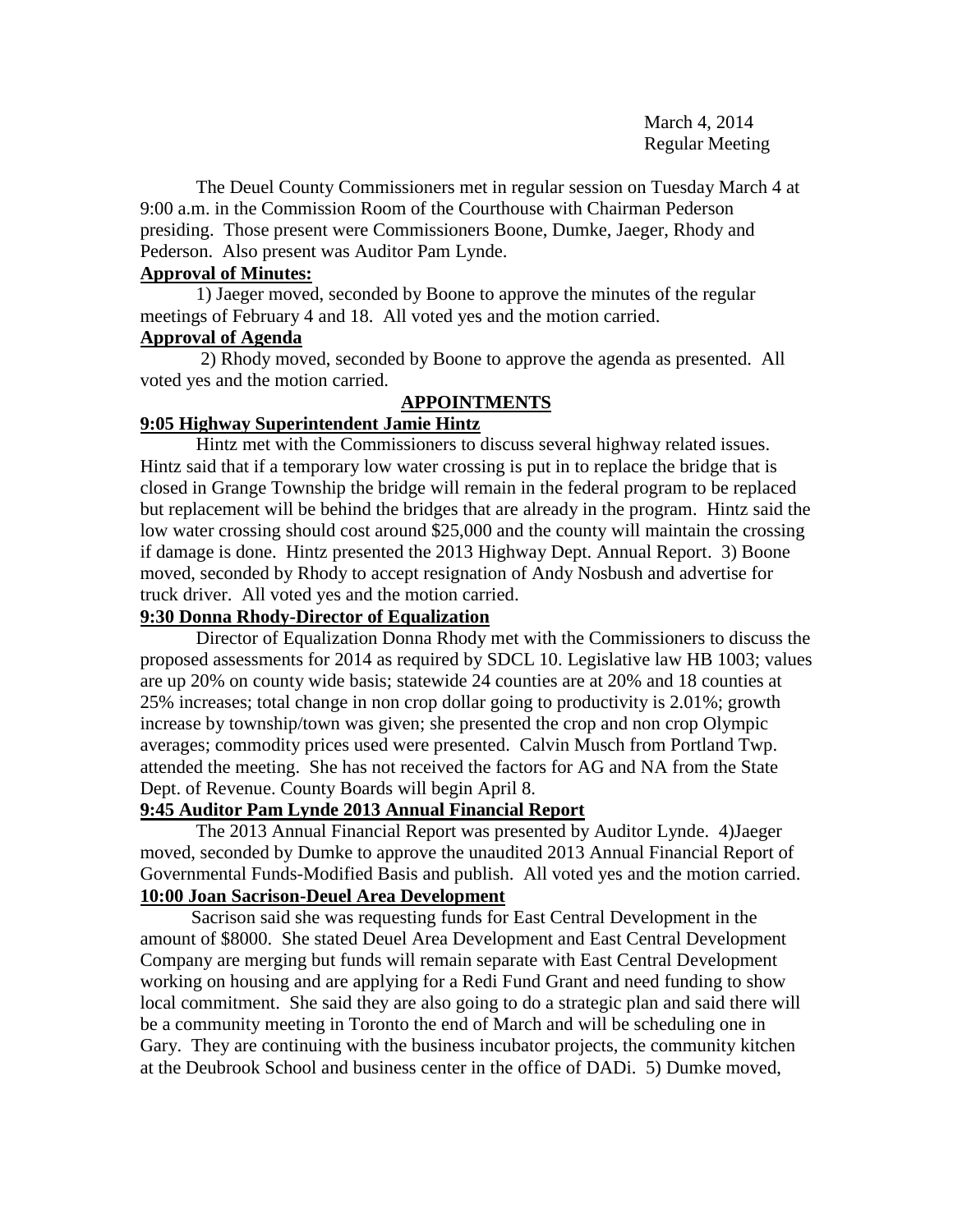March 4, 2014
Regular Meeting

The Deuel County Commissioners met in regular session on Tuesday March 4 at 9:00 a.m. in the Commission Room of the Courthouse with Chairman Pederson presiding. Those present were Commissioners Boone, Dumke, Jaeger, Rhody and Pederson. Also present was Auditor Pam Lynde.

**Approval of Minutes:**

1) Jaeger moved, seconded by Boone to approve the minutes of the regular meetings of February 4 and 18. All voted yes and the motion carried.

**Approval of Agenda**

2) Rhody moved, seconded by Boone to approve the agenda as presented. All voted yes and the motion carried.

**APPOINTMENTS**

**9:05 Highway Superintendent Jamie Hintz**

Hintz met with the Commissioners to discuss several highway related issues. Hintz said that if a temporary low water crossing is put in to replace the bridge that is closed in Grange Township the bridge will remain in the federal program to be replaced but replacement will be behind the bridges that are already in the program. Hintz said the low water crossing should cost around $25,000 and the county will maintain the crossing if damage is done. Hintz presented the 2013 Highway Dept. Annual Report. 3) Boone moved, seconded by Rhody to accept resignation of Andy Nosbush and advertise for truck driver. All voted yes and the motion carried.

**9:30 Donna Rhody-Director of Equalization**

Director of Equalization Donna Rhody met with the Commissioners to discuss the proposed assessments for 2014 as required by SDCL 10. Legislative law HB 1003; values are up 20% on county wide basis; statewide 24 counties are at 20% and 18 counties at 25% increases; total change in non crop dollar going to productivity is 2.01%; growth increase by township/town was given; she presented the crop and non crop Olympic averages; commodity prices used were presented. Calvin Musch from Portland Twp. attended the meeting. She has not received the factors for AG and NA from the State Dept. of Revenue. County Boards will begin April 8.

**9:45 Auditor Pam Lynde 2013 Annual Financial Report**

The 2013 Annual Financial Report was presented by Auditor Lynde. 4)Jaeger moved, seconded by Dumke to approve the unaudited 2013 Annual Financial Report of Governmental Funds-Modified Basis and publish. All voted yes and the motion carried.

**10:00 Joan Sacrison-Deuel Area Development**

Sacrison said she was requesting funds for East Central Development in the amount of $8000. She stated Deuel Area Development and East Central Development Company are merging but funds will remain separate with East Central Development working on housing and are applying for a Redi Fund Grant and need funding to show local commitment. She said they are also going to do a strategic plan and said there will be a community meeting in Toronto the end of March and will be scheduling one in Gary. They are continuing with the business incubator projects, the community kitchen at the Deubrook School and business center in the office of DADi. 5) Dumke moved,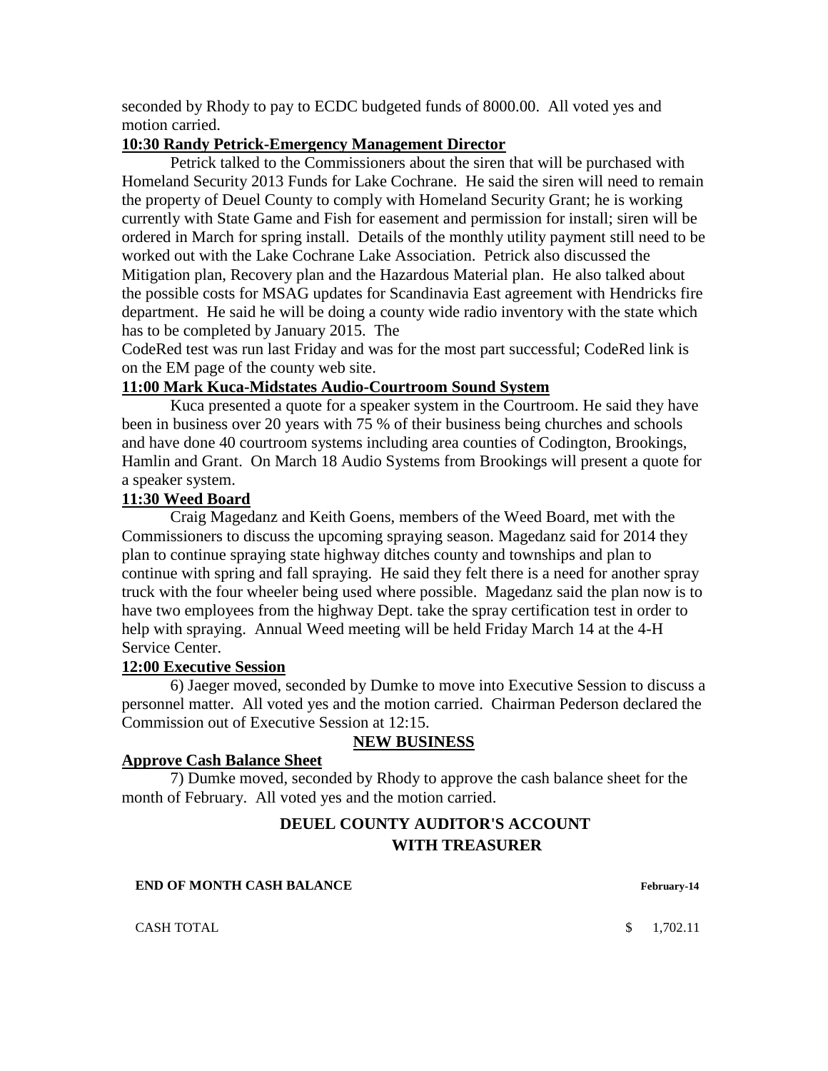seconded by Rhody to pay to ECDC budgeted funds of 8000.00. All voted yes and motion carried.

**10:30 Randy Petrick-Emergency Management Director**

Petrick talked to the Commissioners about the siren that will be purchased with Homeland Security 2013 Funds for Lake Cochrane. He said the siren will need to remain the property of Deuel County to comply with Homeland Security Grant; he is working currently with State Game and Fish for easement and permission for install; siren will be ordered in March for spring install. Details of the monthly utility payment still need to be worked out with the Lake Cochrane Lake Association. Petrick also discussed the Mitigation plan, Recovery plan and the Hazardous Material plan. He also talked about the possible costs for MSAG updates for Scandinavia East agreement with Hendricks fire department. He said he will be doing a county wide radio inventory with the state which has to be completed by January 2015. The

CodeRed test was run last Friday and was for the most part successful; CodeRed link is on the EM page of the county web site.

**11:00 Mark Kuca-Midstates Audio-Courtroom Sound System**

Kuca presented a quote for a speaker system in the Courtroom. He said they have been in business over 20 years with 75 % of their business being churches and schools and have done 40 courtroom systems including area counties of Codington, Brookings, Hamlin and Grant. On March 18 Audio Systems from Brookings will present a quote for a speaker system.

**11:30 Weed Board**

Craig Magedanz and Keith Goens, members of the Weed Board, met with the Commissioners to discuss the upcoming spraying season. Magedanz said for 2014 they plan to continue spraying state highway ditches county and townships and plan to continue with spring and fall spraying. He said they felt there is a need for another spray truck with the four wheeler being used where possible. Magedanz said the plan now is to have two employees from the highway Dept. take the spray certification test in order to help with spraying. Annual Weed meeting will be held Friday March 14 at the 4-H Service Center.

**12:00 Executive Session**

6) Jaeger moved, seconded by Dumke to move into Executive Session to discuss a personnel matter. All voted yes and the motion carried. Chairman Pederson declared the Commission out of Executive Session at 12:15.

**NEW BUSINESS**

**Approve Cash Balance Sheet**

7) Dumke moved, seconded by Rhody to approve the cash balance sheet for the month of February. All voted yes and the motion carried.

**DEUEL COUNTY AUDITOR'S ACCOUNT WITH TREASURER**

| **END OF MONTH CASH BALANCE** | **February-14** |
|---|---|
| CASH TOTAL | $ 1,702.11 |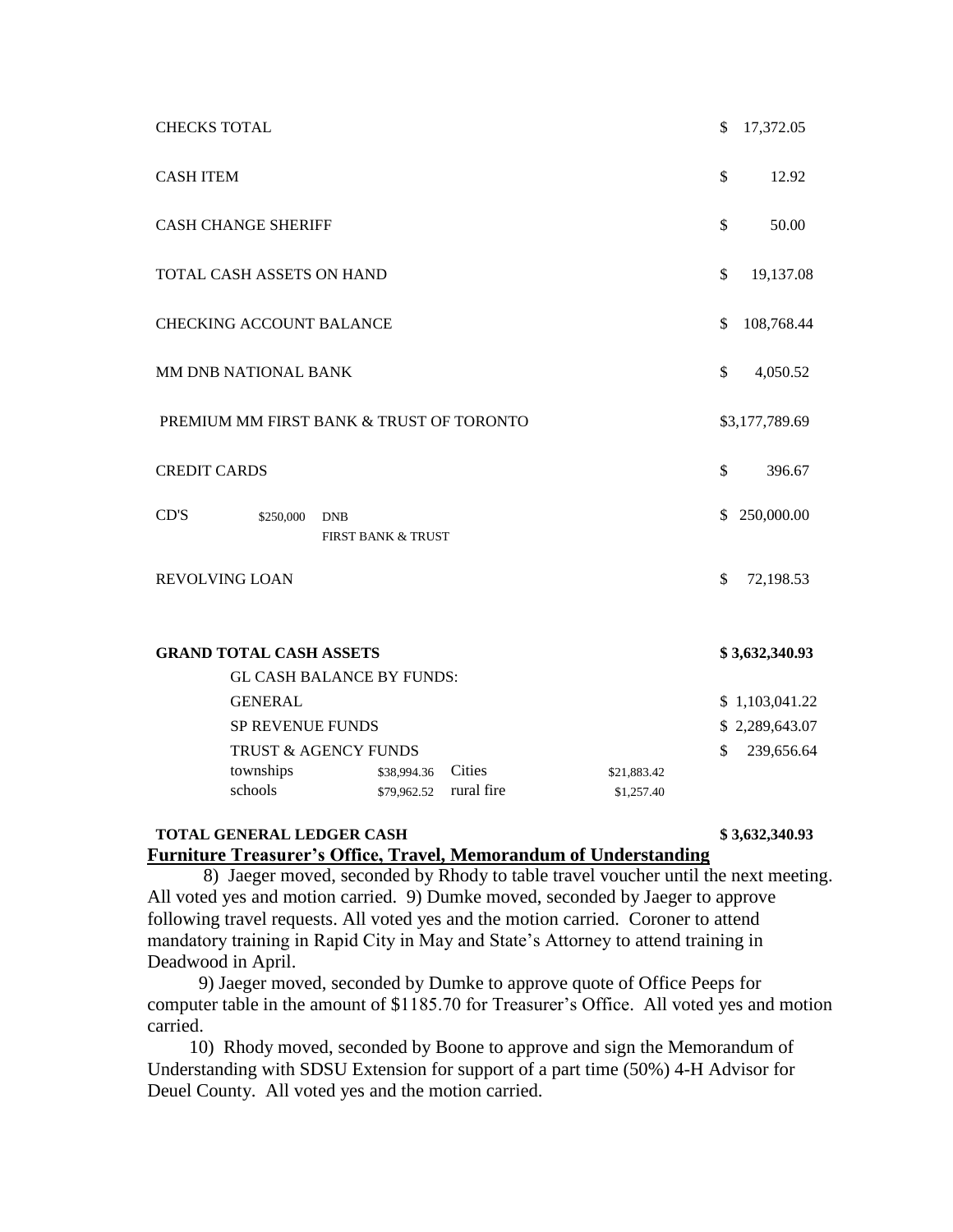| | | | | |
|---|---|---|---|---|
| CHECKS TOTAL | | | | $ 17,372.05 |
| CASH ITEM | | | | $ 12.92 |
| CASH CHANGE SHERIFF | | | | $ 50.00 |
| TOTAL CASH ASSETS ON HAND | | | | $ 19,137.08 |
| CHECKING ACCOUNT BALANCE | | | | $ 108,768.44 |
| MM DNB NATIONAL BANK | | | | $ 4,050.52 |
| PREMIUM MM FIRST BANK & TRUST OF TORONTO | | | | $3,177,789.69 |
| CREDIT CARDS | | | | $ 396.67 |
| CD'S | $250,000 | DNB<br>FIRST BANK & TRUST | | $ 250,000.00 |
| REVOLVING LOAN | | | | $ 72,198.53 |
| **GRAND TOTAL CASH ASSETS** | | | | **$ 3,632,340.93** |
| GL CASH BALANCE BY FUNDS: | | | | |
| GENERAL | | | | $ 1,103,041.22 |
| SP REVENUE FUNDS | | | | $ 2,289,643.07 |
| TRUST & AGENCY FUNDS | | | | $ 239,656.64 |
| townships | $38,994.36 | Cities | $21,883.42 | |
| schools | $79,962.52 | rural fire | $1,257.40 | |
| **TOTAL GENERAL LEDGER CASH** | | | | **$ 3,632,340.93** |

**Furniture Treasurer's Office, Travel, Memorandum of Understanding**

8) Jaeger moved, seconded by Rhody to table travel voucher until the next meeting. All voted yes and motion carried. 9) Dumke moved, seconded by Jaeger to approve following travel requests. All voted yes and the motion carried. Coroner to attend mandatory training in Rapid City in May and State's Attorney to attend training in Deadwood in April.

9) Jaeger moved, seconded by Dumke to approve quote of Office Peeps for computer table in the amount of $1185.70 for Treasurer's Office. All voted yes and motion carried.

10) Rhody moved, seconded by Boone to approve and sign the Memorandum of Understanding with SDSU Extension for support of a part time (50%) 4-H Advisor for Deuel County. All voted yes and the motion carried.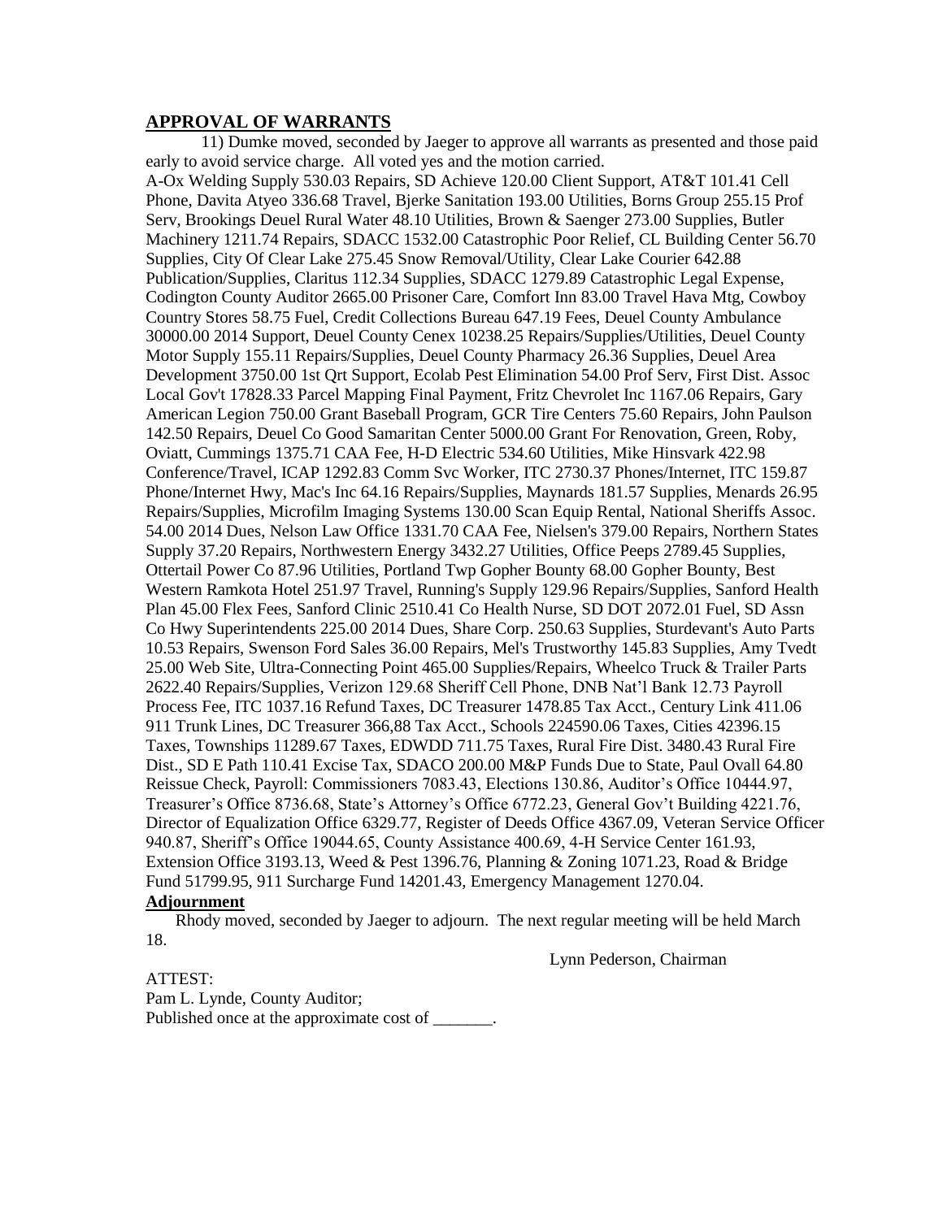## APPROVAL OF WARRANTS

11) Dumke moved, seconded by Jaeger to approve all warrants as presented and those paid early to avoid service charge. All voted yes and the motion carried.

A-Ox Welding Supply 530.03 Repairs, SD Achieve 120.00 Client Support, AT&T 101.41 Cell Phone, Davita Atyeo 336.68 Travel, Bjerke Sanitation 193.00 Utilities, Borns Group 255.15 Prof Serv, Brookings Deuel Rural Water 48.10 Utilities, Brown & Saenger 273.00 Supplies, Butler Machinery 1211.74 Repairs, SDACC 1532.00 Catastrophic Poor Relief, CL Building Center 56.70 Supplies, City Of Clear Lake 275.45 Snow Removal/Utility, Clear Lake Courier 642.88 Publication/Supplies, Claritus 112.34 Supplies, SDACC 1279.89 Catastrophic Legal Expense, Codington County Auditor 2665.00 Prisoner Care, Comfort Inn 83.00 Travel Hava Mtg, Cowboy Country Stores 58.75 Fuel, Credit Collections Bureau 647.19 Fees, Deuel County Ambulance 30000.00 2014 Support, Deuel County Cenex 10238.25 Repairs/Supplies/Utilities, Deuel County Motor Supply 155.11 Repairs/Supplies, Deuel County Pharmacy 26.36 Supplies, Deuel Area Development 3750.00 1st Qrt Support, Ecolab Pest Elimination 54.00 Prof Serv, First Dist. Assoc Local Gov't 17828.33 Parcel Mapping Final Payment, Fritz Chevrolet Inc 1167.06 Repairs, Gary American Legion 750.00 Grant Baseball Program, GCR Tire Centers 75.60 Repairs, John Paulson 142.50 Repairs, Deuel Co Good Samaritan Center 5000.00 Grant For Renovation, Green, Roby, Oviatt, Cummings 1375.71 CAA Fee, H-D Electric 534.60 Utilities, Mike Hinsvark 422.98 Conference/Travel, ICAP 1292.83 Comm Svc Worker, ITC 2730.37 Phones/Internet, ITC 159.87 Phone/Internet Hwy, Mac's Inc 64.16 Repairs/Supplies, Maynards 181.57 Supplies, Menards 26.95 Repairs/Supplies, Microfilm Imaging Systems 130.00 Scan Equip Rental, National Sheriffs Assoc. 54.00 2014 Dues, Nelson Law Office 1331.70 CAA Fee, Nielsen's 379.00 Repairs, Northern States Supply 37.20 Repairs, Northwestern Energy 3432.27 Utilities, Office Peeps 2789.45 Supplies, Ottertail Power Co 87.96 Utilities, Portland Twp Gopher Bounty 68.00 Gopher Bounty, Best Western Ramkota Hotel 251.97 Travel, Running's Supply 129.96 Repairs/Supplies, Sanford Health Plan 45.00 Flex Fees, Sanford Clinic 2510.41 Co Health Nurse, SD DOT 2072.01 Fuel, SD Assn Co Hwy Superintendents 225.00 2014 Dues, Share Corp. 250.63 Supplies, Sturdevant's Auto Parts 10.53 Repairs, Swenson Ford Sales 36.00 Repairs, Mel's Trustworthy 145.83 Supplies, Amy Tvedt 25.00 Web Site, Ultra-Connecting Point 465.00 Supplies/Repairs, Wheelco Truck & Trailer Parts 2622.40 Repairs/Supplies, Verizon 129.68 Sheriff Cell Phone, DNB Nat'l Bank 12.73 Payroll Process Fee, ITC 1037.16 Refund Taxes, DC Treasurer 1478.85 Tax Acct., Century Link 411.06 911 Trunk Lines, DC Treasurer 366,88 Tax Acct., Schools 224590.06 Taxes, Cities 42396.15 Taxes, Townships 11289.67 Taxes, EDWDD 711.75 Taxes, Rural Fire Dist. 3480.43 Rural Fire Dist., SD E Path 110.41 Excise Tax, SDACO 200.00 M&P Funds Due to State, Paul Ovall 64.80 Reissue Check, Payroll: Commissioners 7083.43, Elections 130.86, Auditor's Office 10444.97, Treasurer's Office 8736.68, State's Attorney's Office 6772.23, General Gov't Building 4221.76, Director of Equalization Office 6329.77, Register of Deeds Office 4367.09, Veteran Service Officer 940.87, Sheriff's Office 19044.65, County Assistance 400.69, 4-H Service Center 161.93, Extension Office 3193.13, Weed & Pest 1396.76, Planning & Zoning 1071.23, Road & Bridge Fund 51799.95, 911 Surcharge Fund 14201.43, Emergency Management 1270.04.

**Adjournment**

Rhody moved, seconded by Jaeger to adjourn. The next regular meeting will be held March 18.

Lynn Pederson, Chairman

ATTEST:
Pam L. Lynde, County Auditor;
Published once at the approximate cost of _______.